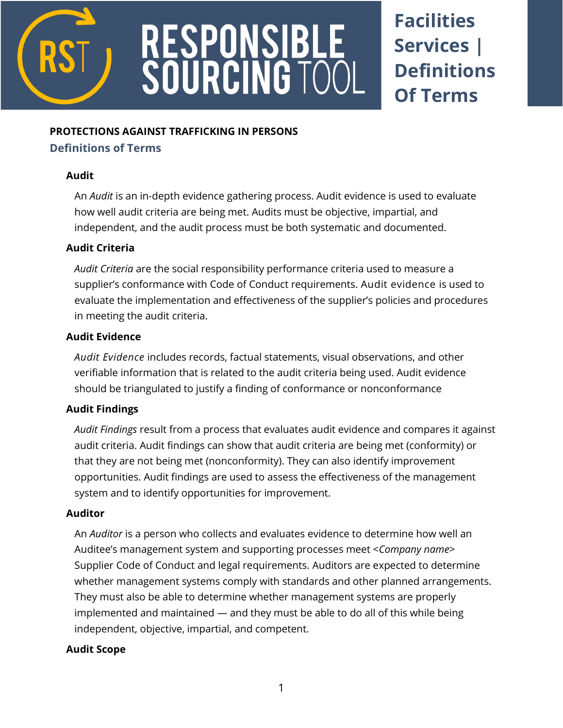# RESPONSIBLE SOURCING TOOL

**Facilities Services | Definitions Of Terms**

## PROTECTIONS AGAINST TRAFFICKING IN PERSONS

### Definitions of Terms

**Audit**

An *Audit* is an in-depth evidence gathering process. Audit evidence is used to evaluate how well audit criteria are being met. Audits must be objective, impartial, and independent, and the audit process must be both systematic and documented.

**Audit Criteria**

*Audit Criteria* are the social responsibility performance criteria used to measure a supplier's conformance with Code of Conduct requirements. Audit evidence is used to evaluate the implementation and effectiveness of the supplier's policies and procedures in meeting the audit criteria.

**Audit Evidence**

*Audit Evidence* includes records, factual statements, visual observations, and other verifiable information that is related to the audit criteria being used. Audit evidence should be triangulated to justify a finding of conformance or nonconformance

**Audit Findings**

*Audit Findings* result from a process that evaluates audit evidence and compares it against audit criteria. Audit findings can show that audit criteria are being met (conformity) or that they are not being met (nonconformity). They can also identify improvement opportunities. Audit findings are used to assess the effectiveness of the management system and to identify opportunities for improvement.

**Auditor**

An *Auditor* is a person who collects and evaluates evidence to determine how well an Auditee's management system and supporting processes meet <*Company name*> Supplier Code of Conduct and legal requirements. Auditors are expected to determine whether management systems comply with standards and other planned arrangements. They must also be able to determine whether management systems are properly implemented and maintained — and they must be able to do all of this while being independent, objective, impartial, and competent.

**Audit Scope**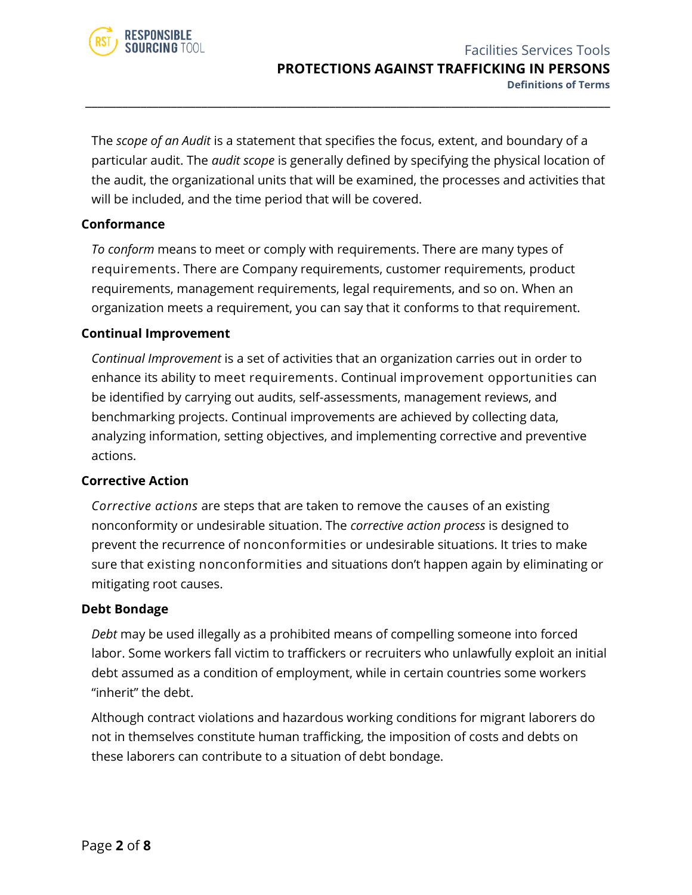The *scope of an Audit* is a statement that specifies the focus, extent, and boundary of a particular audit. The *audit scope* is generally defined by specifying the physical location of the audit, the organizational units that will be examined, the processes and activities that will be included, and the time period that will be covered.

### Conformance

*To conform* means to meet or comply with requirements. There are many types of requirements. There are Company requirements, customer requirements, product requirements, management requirements, legal requirements, and so on. When an organization meets a requirement, you can say that it conforms to that requirement.

### Continual Improvement

*Continual Improvement* is a set of activities that an organization carries out in order to enhance its ability to meet requirements. Continual improvement opportunities can be identified by carrying out audits, self-assessments, management reviews, and benchmarking projects. Continual improvements are achieved by collecting data, analyzing information, setting objectives, and implementing corrective and preventive actions.

### Corrective Action

*Corrective actions* are steps that are taken to remove the causes of an existing nonconformity or undesirable situation. The *corrective action process* is designed to prevent the recurrence of nonconformities or undesirable situations. It tries to make sure that existing nonconformities and situations don't happen again by eliminating or mitigating root causes.

### Debt Bondage

*Debt* may be used illegally as a prohibited means of compelling someone into forced labor. Some workers fall victim to traffickers or recruiters who unlawfully exploit an initial debt assumed as a condition of employment, while in certain countries some workers "inherit" the debt.

Although contract violations and hazardous working conditions for migrant laborers do not in themselves constitute human trafficking, the imposition of costs and debts on these laborers can contribute to a situation of debt bondage.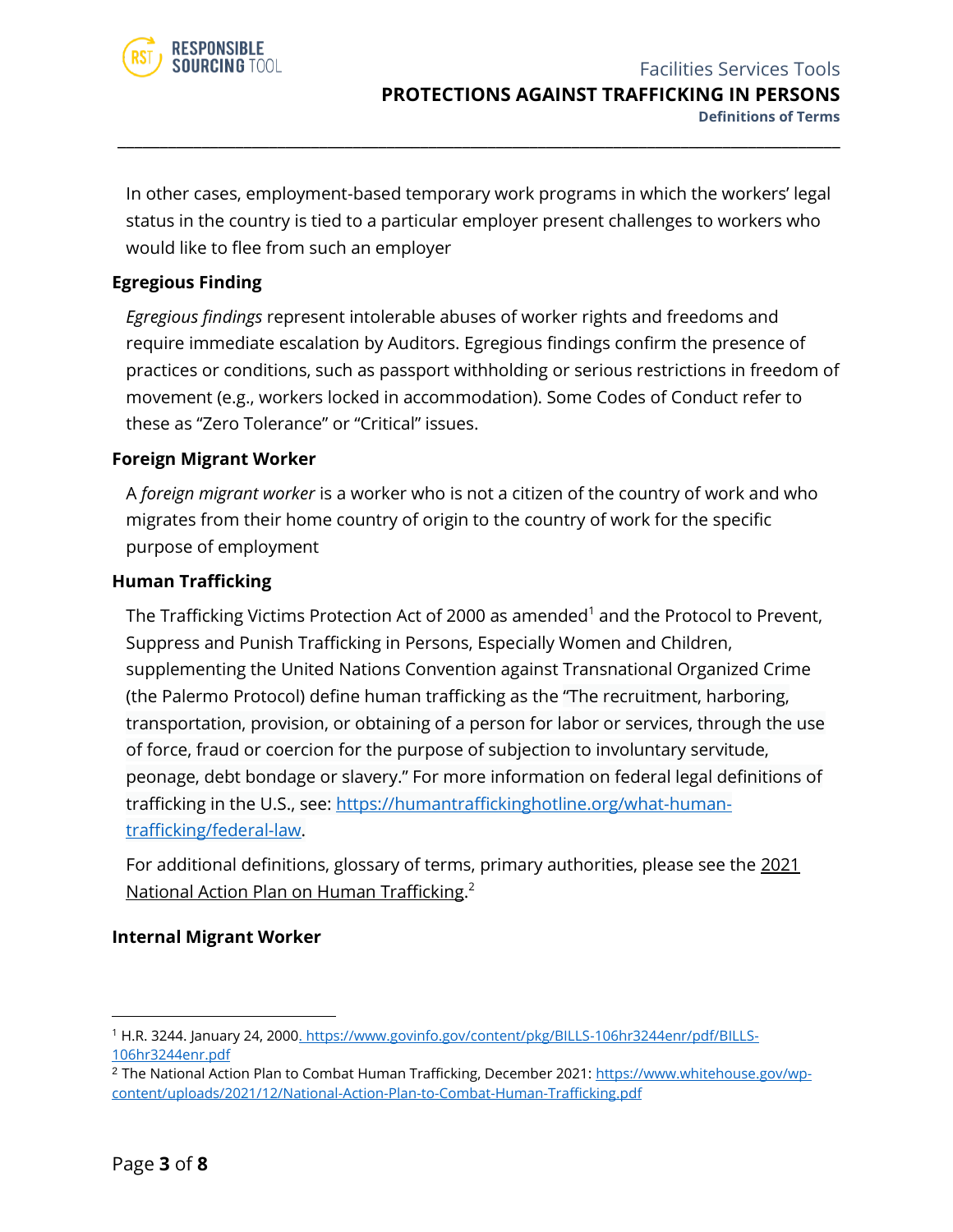In other cases, employment-based temporary work programs in which the workers' legal status in the country is tied to a particular employer present challenges to workers who would like to flee from such an employer

### Egregious Finding

*Egregious findings* represent intolerable abuses of worker rights and freedoms and require immediate escalation by Auditors. Egregious findings confirm the presence of practices or conditions, such as passport withholding or serious restrictions in freedom of movement (e.g., workers locked in accommodation). Some Codes of Conduct refer to these as "Zero Tolerance" or "Critical" issues.

### Foreign Migrant Worker

A *foreign migrant worker* is a worker who is not a citizen of the country of work and who migrates from their home country of origin to the country of work for the specific purpose of employment

### Human Trafficking

The Trafficking Victims Protection Act of 2000 as amended[1] and the Protocol to Prevent, Suppress and Punish Trafficking in Persons, Especially Women and Children, supplementing the United Nations Convention against Transnational Organized Crime (the Palermo Protocol) define human trafficking as the "The recruitment, harboring, transportation, provision, or obtaining of a person for labor or services, through the use of force, fraud or coercion for the purpose of subjection to involuntary servitude, peonage, debt bondage or slavery." For more information on federal legal definitions of trafficking in the U.S., see: [https://humantraffickinghotline.org/what-human-trafficking/federal-law](https://humantraffickinghotline.org/what-human-trafficking/federal-law).

For additional definitions, glossary of terms, primary authorities, please see the 2021 National Action Plan on Human Trafficking.[2]

### Internal Migrant Worker

---

[1] H.R. 3244. January 24, 2000. https://www.govinfo.gov/content/pkg/BILLS-106hr3244enr/pdf/BILLS-106hr3244enr.pdf

[2] The National Action Plan to Combat Human Trafficking, December 2021: https://www.whitehouse.gov/wp-content/uploads/2021/12/National-Action-Plan-to-Combat-Human-Trafficking.pdf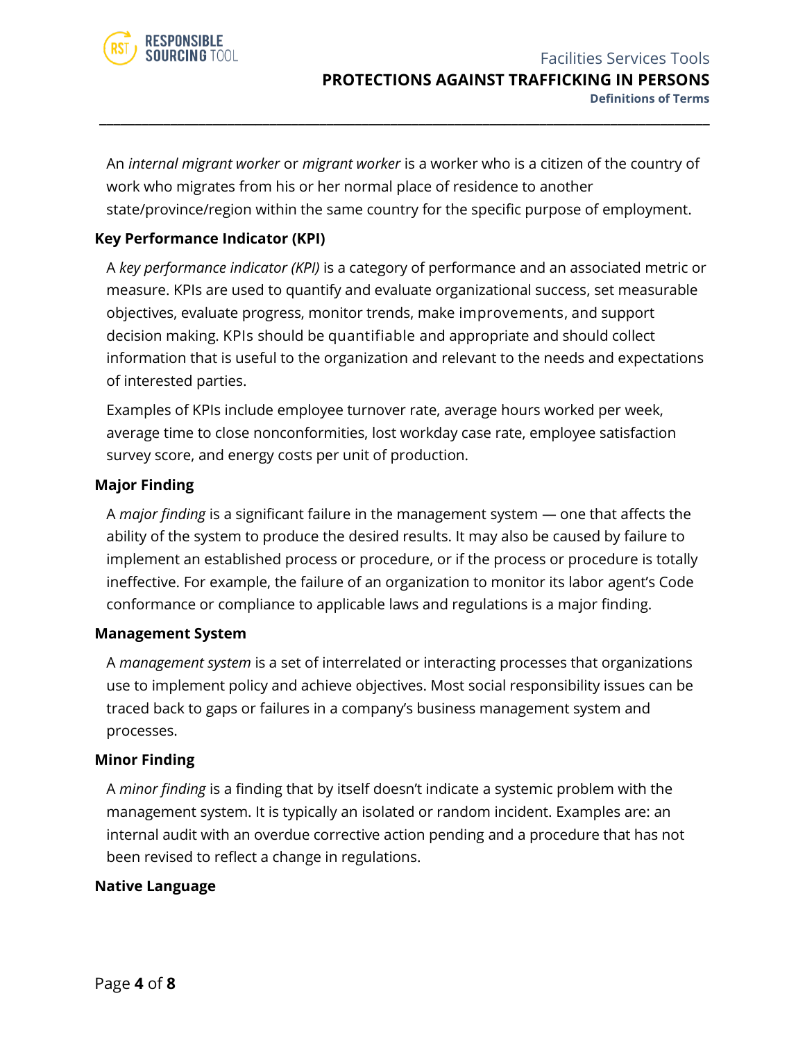An *internal migrant worker* or *migrant worker* is a worker who is a citizen of the country of work who migrates from his or her normal place of residence to another state/province/region within the same country for the specific purpose of employment.

### Key Performance Indicator (KPI)

A *key performance indicator (KPI)* is a category of performance and an associated metric or measure. KPIs are used to quantify and evaluate organizational success, set measurable objectives, evaluate progress, monitor trends, make improvements, and support decision making. KPIs should be quantifiable and appropriate and should collect information that is useful to the organization and relevant to the needs and expectations of interested parties.

Examples of KPIs include employee turnover rate, average hours worked per week, average time to close nonconformities, lost workday case rate, employee satisfaction survey score, and energy costs per unit of production.

### Major Finding

A *major finding* is a significant failure in the management system — one that affects the ability of the system to produce the desired results. It may also be caused by failure to implement an established process or procedure, or if the process or procedure is totally ineffective. For example, the failure of an organization to monitor its labor agent's Code conformance or compliance to applicable laws and regulations is a major finding.

### Management System

A *management system* is a set of interrelated or interacting processes that organizations use to implement policy and achieve objectives. Most social responsibility issues can be traced back to gaps or failures in a company's business management system and processes.

### Minor Finding

A *minor finding* is a finding that by itself doesn't indicate a systemic problem with the management system. It is typically an isolated or random incident. Examples are: an internal audit with an overdue corrective action pending and a procedure that has not been revised to reflect a change in regulations.

### Native Language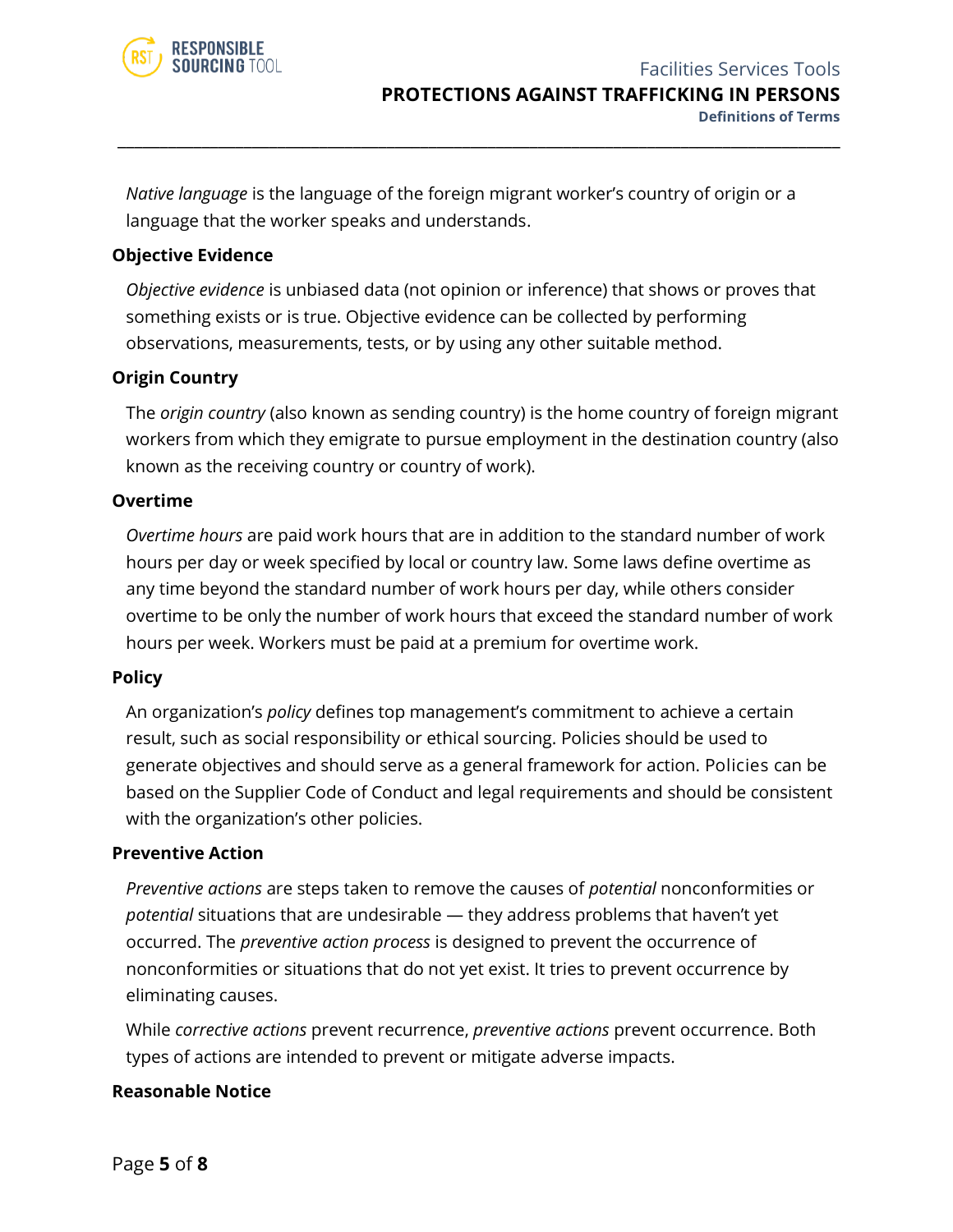*Native language* is the language of the foreign migrant worker's country of origin or a language that the worker speaks and understands.

**Objective Evidence**

*Objective evidence* is unbiased data (not opinion or inference) that shows or proves that something exists or is true. Objective evidence can be collected by performing observations, measurements, tests, or by using any other suitable method.

**Origin Country**

The *origin country* (also known as sending country) is the home country of foreign migrant workers from which they emigrate to pursue employment in the destination country (also known as the receiving country or country of work).

**Overtime**

*Overtime hours* are paid work hours that are in addition to the standard number of work hours per day or week specified by local or country law. Some laws define overtime as any time beyond the standard number of work hours per day, while others consider overtime to be only the number of work hours that exceed the standard number of work hours per week. Workers must be paid at a premium for overtime work.

**Policy**

An organization's *policy* defines top management's commitment to achieve a certain result, such as social responsibility or ethical sourcing. Policies should be used to generate objectives and should serve as a general framework for action. Policies can be based on the Supplier Code of Conduct and legal requirements and should be consistent with the organization's other policies.

**Preventive Action**

*Preventive actions* are steps taken to remove the causes of *potential* nonconformities or *potential* situations that are undesirable — they address problems that haven't yet occurred. The *preventive action process* is designed to prevent the occurrence of nonconformities or situations that do not yet exist. It tries to prevent occurrence by eliminating causes.

While *corrective actions* prevent recurrence, *preventive actions* prevent occurrence. Both types of actions are intended to prevent or mitigate adverse impacts.

**Reasonable Notice**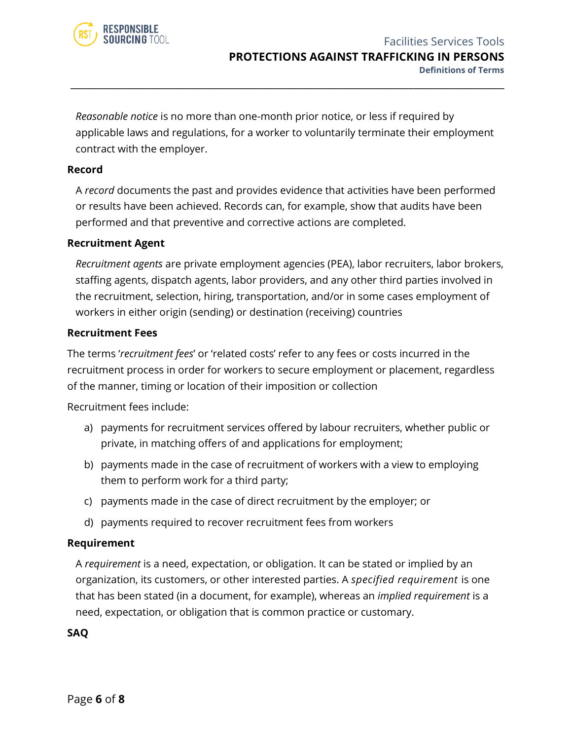*Reasonable notice* is no more than one-month prior notice, or less if required by applicable laws and regulations, for a worker to voluntarily terminate their employment contract with the employer.

**Record**

A *record* documents the past and provides evidence that activities have been performed or results have been achieved. Records can, for example, show that audits have been performed and that preventive and corrective actions are completed.

**Recruitment Agent**

*Recruitment agents* are private employment agencies (PEA), labor recruiters, labor brokers, staffing agents, dispatch agents, labor providers, and any other third parties involved in the recruitment, selection, hiring, transportation, and/or in some cases employment of workers in either origin (sending) or destination (receiving) countries

**Recruitment Fees**

The terms '*recruitment fees*' or 'related costs' refer to any fees or costs incurred in the recruitment process in order for workers to secure employment or placement, regardless of the manner, timing or location of their imposition or collection

Recruitment fees include:

a) payments for recruitment services offered by labour recruiters, whether public or private, in matching offers of and applications for employment;

b) payments made in the case of recruitment of workers with a view to employing them to perform work for a third party;

c) payments made in the case of direct recruitment by the employer; or

d) payments required to recover recruitment fees from workers

**Requirement**

A *requirement* is a need, expectation, or obligation. It can be stated or implied by an organization, its customers, or other interested parties. A *specified requirement* is one that has been stated (in a document, for example), whereas an *implied requirement* is a need, expectation, or obligation that is common practice or customary.

**SAQ**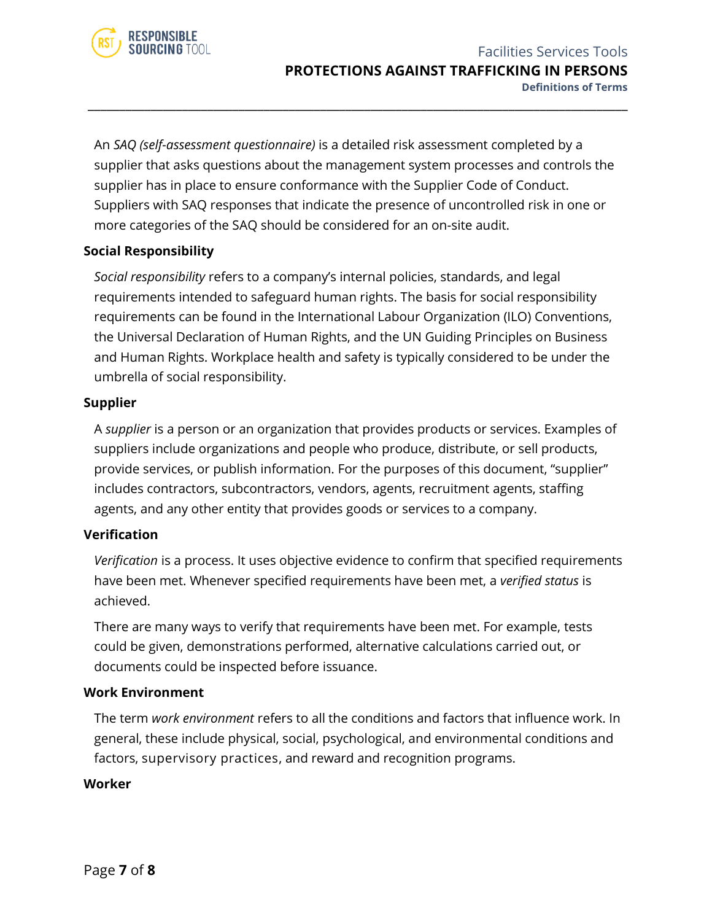An *SAQ (self-assessment questionnaire)* is a detailed risk assessment completed by a supplier that asks questions about the management system processes and controls the supplier has in place to ensure conformance with the Supplier Code of Conduct. Suppliers with SAQ responses that indicate the presence of uncontrolled risk in one or more categories of the SAQ should be considered for an on-site audit.

### Social Responsibility

*Social responsibility* refers to a company's internal policies, standards, and legal requirements intended to safeguard human rights. The basis for social responsibility requirements can be found in the International Labour Organization (ILO) Conventions, the Universal Declaration of Human Rights, and the UN Guiding Principles on Business and Human Rights. Workplace health and safety is typically considered to be under the umbrella of social responsibility.

### Supplier

A *supplier* is a person or an organization that provides products or services. Examples of suppliers include organizations and people who produce, distribute, or sell products, provide services, or publish information. For the purposes of this document, "supplier" includes contractors, subcontractors, vendors, agents, recruitment agents, staffing agents, and any other entity that provides goods or services to a company.

### Verification

*Verification* is a process. It uses objective evidence to confirm that specified requirements have been met. Whenever specified requirements have been met, a *verified status* is achieved.

There are many ways to verify that requirements have been met. For example, tests could be given, demonstrations performed, alternative calculations carried out, or documents could be inspected before issuance.

### Work Environment

The term *work environment* refers to all the conditions and factors that influence work. In general, these include physical, social, psychological, and environmental conditions and factors, supervisory practices, and reward and recognition programs.

### Worker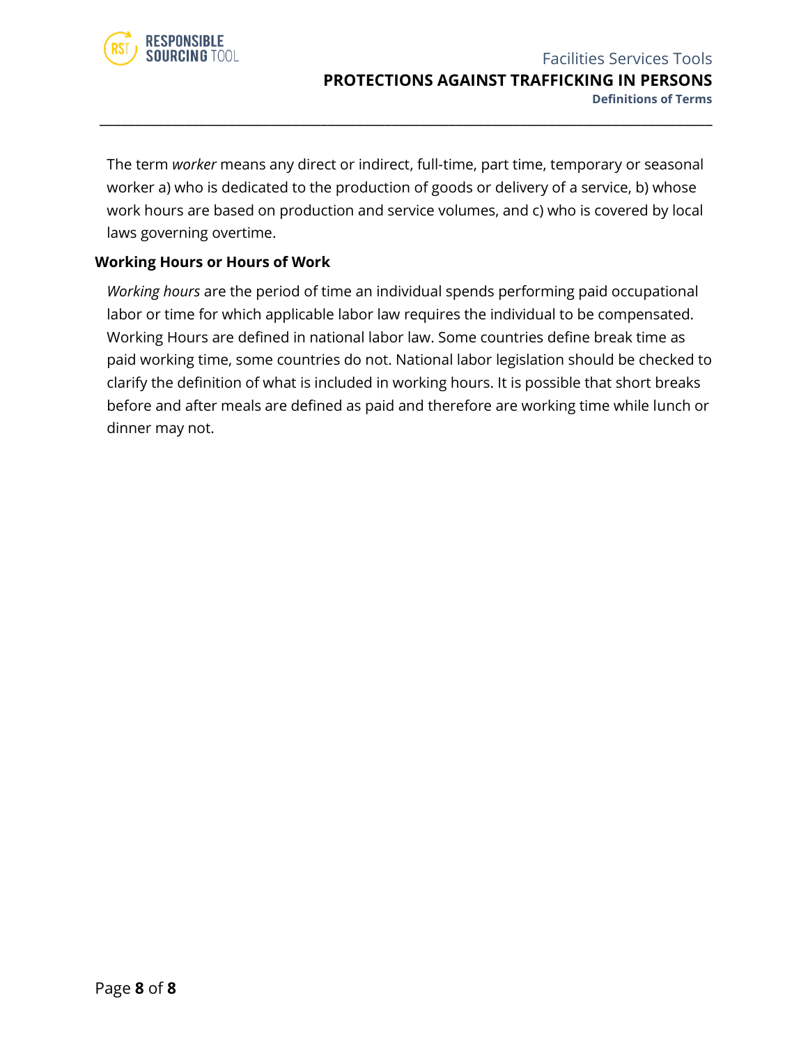The term *worker* means any direct or indirect, full-time, part time, temporary or seasonal worker a) who is dedicated to the production of goods or delivery of a service, b) whose work hours are based on production and service volumes, and c) who is covered by local laws governing overtime.

**Working Hours or Hours of Work**

*Working hours* are the period of time an individual spends performing paid occupational labor or time for which applicable labor law requires the individual to be compensated. Working Hours are defined in national labor law. Some countries define break time as paid working time, some countries do not. National labor legislation should be checked to clarify the definition of what is included in working hours. It is possible that short breaks before and after meals are defined as paid and therefore are working time while lunch or dinner may not.